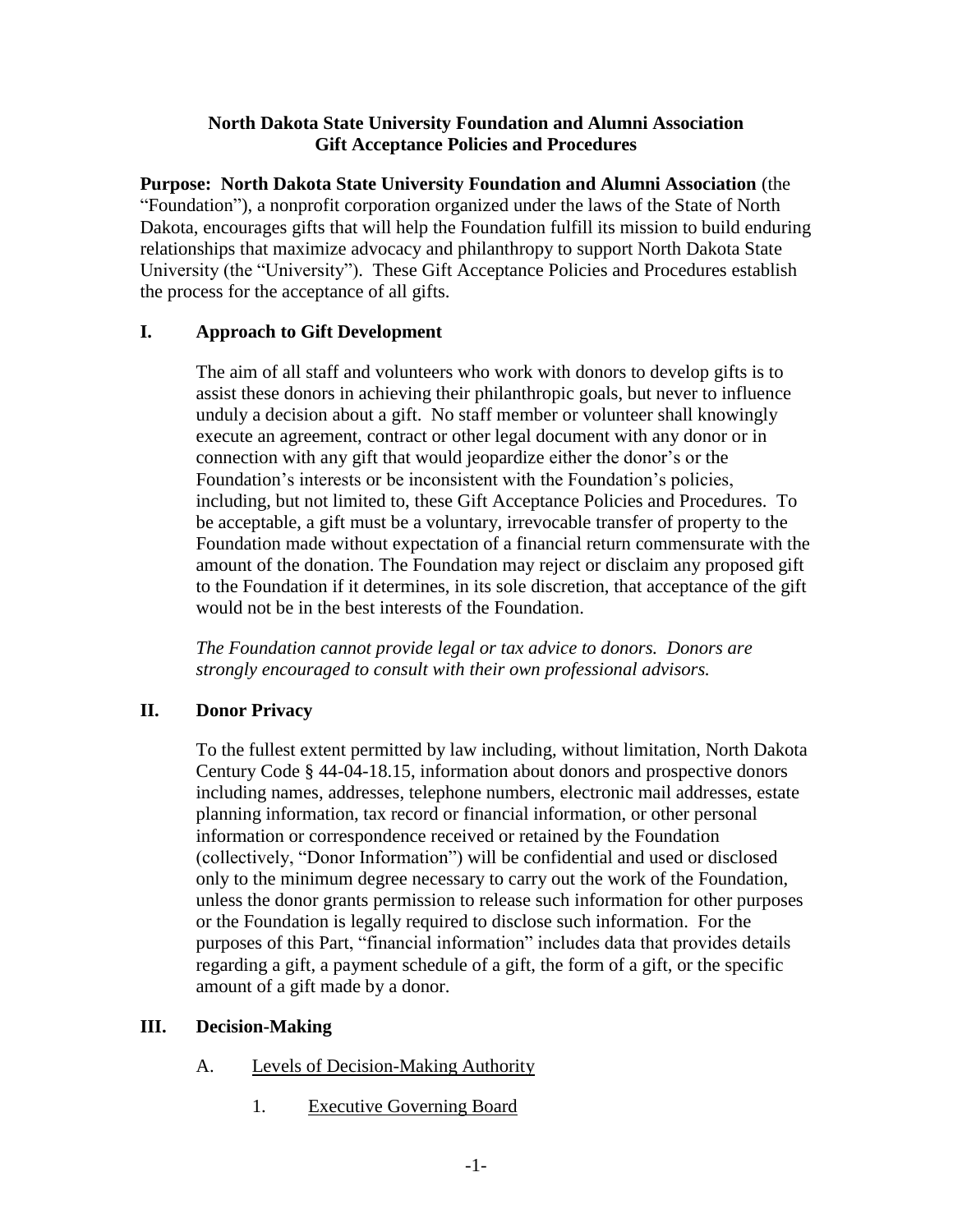**North Dakota State University Foundation and Alumni Association**
**Gift Acceptance Policies and Procedures**

**Purpose: North Dakota State University Foundation and Alumni Association** (the "Foundation"), a nonprofit corporation organized under the laws of the State of North Dakota, encourages gifts that will help the Foundation fulfill its mission to build enduring relationships that maximize advocacy and philanthropy to support North Dakota State University (the "University"). These Gift Acceptance Policies and Procedures establish the process for the acceptance of all gifts.

## I. Approach to Gift Development

The aim of all staff and volunteers who work with donors to develop gifts is to assist these donors in achieving their philanthropic goals, but never to influence unduly a decision about a gift. No staff member or volunteer shall knowingly execute an agreement, contract or other legal document with any donor or in connection with any gift that would jeopardize either the donor's or the Foundation's interests or be inconsistent with the Foundation's policies, including, but not limited to, these Gift Acceptance Policies and Procedures. To be acceptable, a gift must be a voluntary, irrevocable transfer of property to the Foundation made without expectation of a financial return commensurate with the amount of the donation. The Foundation may reject or disclaim any proposed gift to the Foundation if it determines, in its sole discretion, that acceptance of the gift would not be in the best interests of the Foundation.

*The Foundation cannot provide legal or tax advice to donors. Donors are strongly encouraged to consult with their own professional advisors.*

## II. Donor Privacy

To the fullest extent permitted by law including, without limitation, North Dakota Century Code § 44-04-18.15, information about donors and prospective donors including names, addresses, telephone numbers, electronic mail addresses, estate planning information, tax record or financial information, or other personal information or correspondence received or retained by the Foundation (collectively, "Donor Information") will be confidential and used or disclosed only to the minimum degree necessary to carry out the work of the Foundation, unless the donor grants permission to release such information for other purposes or the Foundation is legally required to disclose such information. For the purposes of this Part, "financial information" includes data that provides details regarding a gift, a payment schedule of a gift, the form of a gift, or the specific amount of a gift made by a donor.

## III. Decision-Making

A. Levels of Decision-Making Authority

1. Executive Governing Board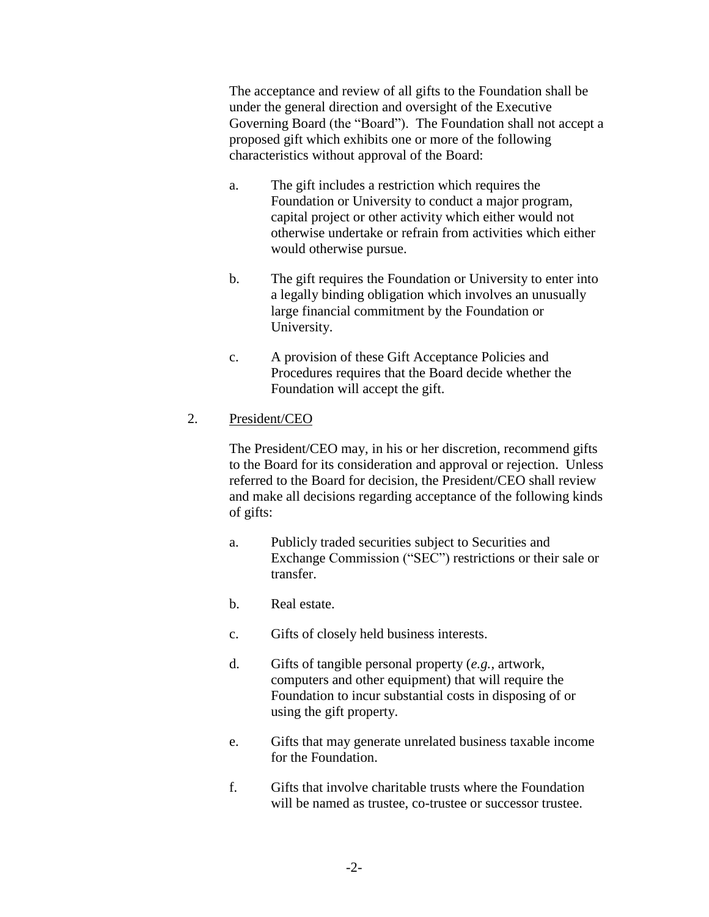The acceptance and review of all gifts to the Foundation shall be under the general direction and oversight of the Executive Governing Board (the "Board"). The Foundation shall not accept a proposed gift which exhibits one or more of the following characteristics without approval of the Board:

a. The gift includes a restriction which requires the Foundation or University to conduct a major program, capital project or other activity which either would not otherwise undertake or refrain from activities which either would otherwise pursue.

b. The gift requires the Foundation or University to enter into a legally binding obligation which involves an unusually large financial commitment by the Foundation or University.

c. A provision of these Gift Acceptance Policies and Procedures requires that the Board decide whether the Foundation will accept the gift.

2. <u>President/CEO</u>

The President/CEO may, in his or her discretion, recommend gifts to the Board for its consideration and approval or rejection. Unless referred to the Board for decision, the President/CEO shall review and make all decisions regarding acceptance of the following kinds of gifts:

a. Publicly traded securities subject to Securities and Exchange Commission ("SEC") restrictions or their sale or transfer.

b. Real estate.

c. Gifts of closely held business interests.

d. Gifts of tangible personal property (*e.g.*, artwork, computers and other equipment) that will require the Foundation to incur substantial costs in disposing of or using the gift property.

e. Gifts that may generate unrelated business taxable income for the Foundation.

f. Gifts that involve charitable trusts where the Foundation will be named as trustee, co-trustee or successor trustee.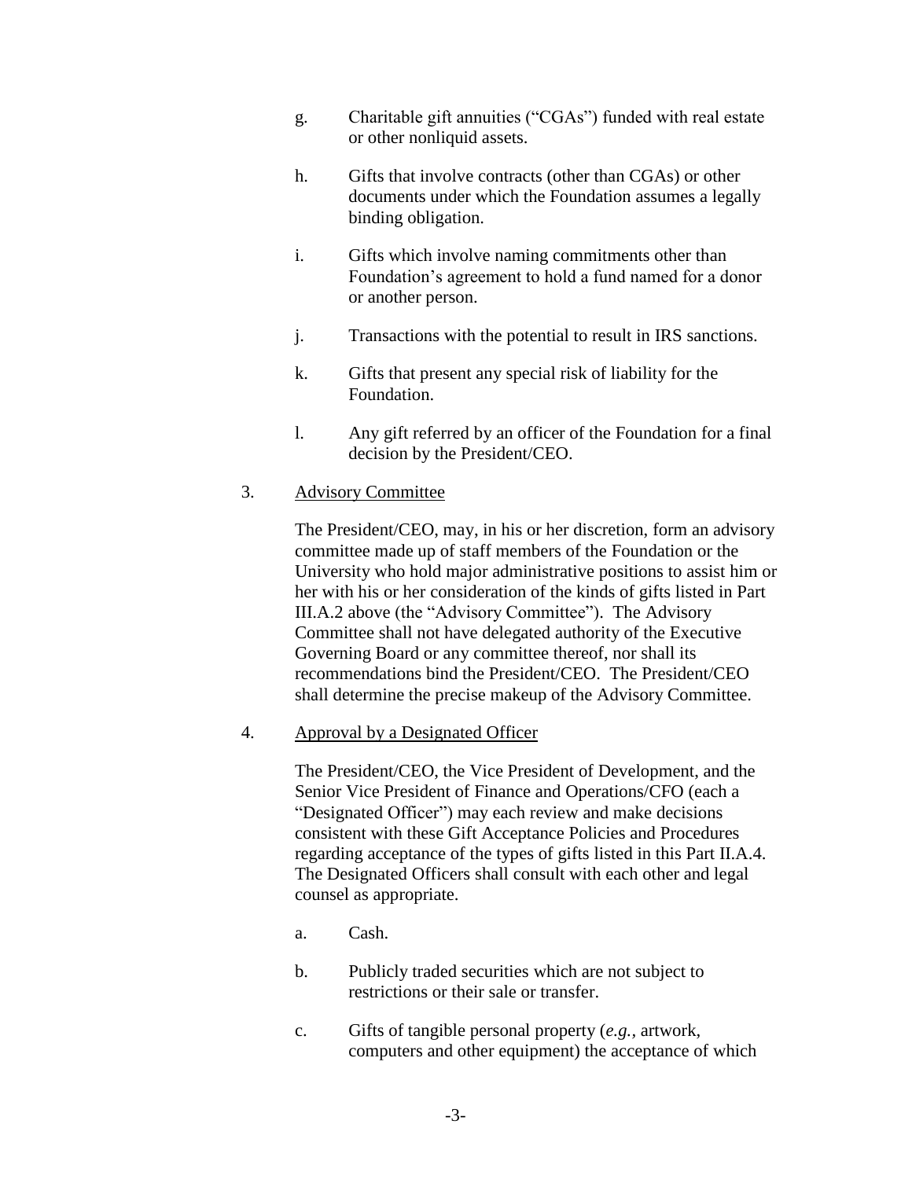g. Charitable gift annuities ("CGAs") funded with real estate or other nonliquid assets.

h. Gifts that involve contracts (other than CGAs) or other documents under which the Foundation assumes a legally binding obligation.

i. Gifts which involve naming commitments other than Foundation's agreement to hold a fund named for a donor or another person.

j. Transactions with the potential to result in IRS sanctions.

k. Gifts that present any special risk of liability for the Foundation.

l. Any gift referred by an officer of the Foundation for a final decision by the President/CEO.

3. <u>Advisory Committee</u>

The President/CEO, may, in his or her discretion, form an advisory committee made up of staff members of the Foundation or the University who hold major administrative positions to assist him or her with his or her consideration of the kinds of gifts listed in Part III.A.2 above (the "Advisory Committee"). The Advisory Committee shall not have delegated authority of the Executive Governing Board or any committee thereof, nor shall its recommendations bind the President/CEO. The President/CEO shall determine the precise makeup of the Advisory Committee.

4. <u>Approval by a Designated Officer</u>

The President/CEO, the Vice President of Development, and the Senior Vice President of Finance and Operations/CFO (each a "Designated Officer") may each review and make decisions consistent with these Gift Acceptance Policies and Procedures regarding acceptance of the types of gifts listed in this Part II.A.4. The Designated Officers shall consult with each other and legal counsel as appropriate.

a. Cash.

b. Publicly traded securities which are not subject to restrictions or their sale or transfer.

c. Gifts of tangible personal property (*e.g.*, artwork, computers and other equipment) the acceptance of which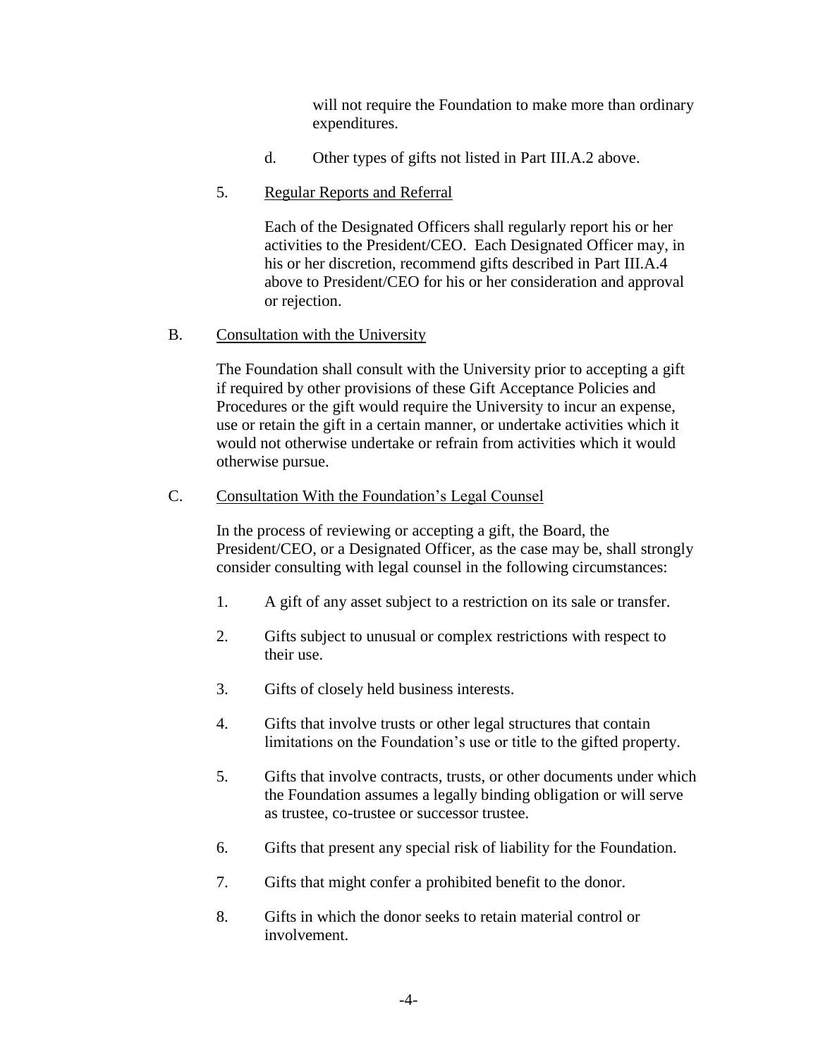will not require the Foundation to make more than ordinary expenditures.

d. Other types of gifts not listed in Part III.A.2 above.

5. Regular Reports and Referral

Each of the Designated Officers shall regularly report his or her activities to the President/CEO. Each Designated Officer may, in his or her discretion, recommend gifts described in Part III.A.4 above to President/CEO for his or her consideration and approval or rejection.

B. Consultation with the University

The Foundation shall consult with the University prior to accepting a gift if required by other provisions of these Gift Acceptance Policies and Procedures or the gift would require the University to incur an expense, use or retain the gift in a certain manner, or undertake activities which it would not otherwise undertake or refrain from activities which it would otherwise pursue.

C. Consultation With the Foundation's Legal Counsel

In the process of reviewing or accepting a gift, the Board, the President/CEO, or a Designated Officer, as the case may be, shall strongly consider consulting with legal counsel in the following circumstances:

1. A gift of any asset subject to a restriction on its sale or transfer.

2. Gifts subject to unusual or complex restrictions with respect to their use.

3. Gifts of closely held business interests.

4. Gifts that involve trusts or other legal structures that contain limitations on the Foundation's use or title to the gifted property.

5. Gifts that involve contracts, trusts, or other documents under which the Foundation assumes a legally binding obligation or will serve as trustee, co-trustee or successor trustee.

6. Gifts that present any special risk of liability for the Foundation.

7. Gifts that might confer a prohibited benefit to the donor.

8. Gifts in which the donor seeks to retain material control or involvement.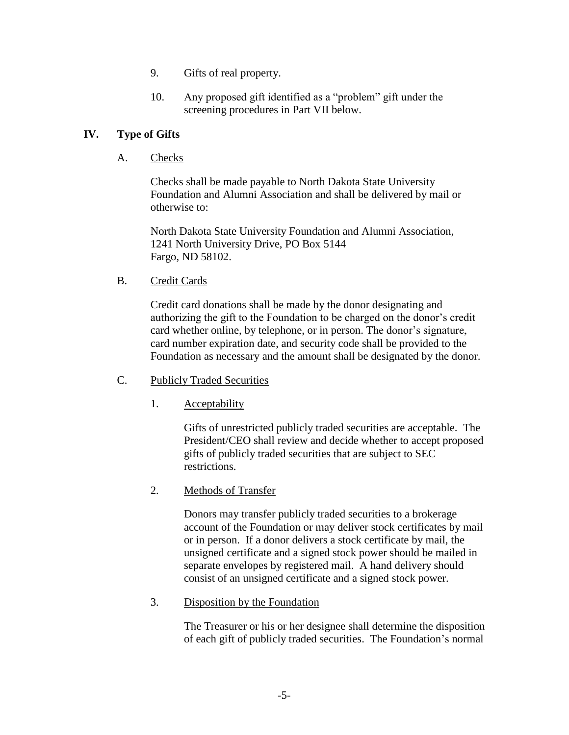9. Gifts of real property.

10. Any proposed gift identified as a "problem" gift under the screening procedures in Part VII below.

## IV. Type of Gifts

### A. Checks

Checks shall be made payable to North Dakota State University Foundation and Alumni Association and shall be delivered by mail or otherwise to:

North Dakota State University Foundation and Alumni Association,
1241 North University Drive, PO Box 5144
Fargo, ND 58102.

### B. Credit Cards

Credit card donations shall be made by the donor designating and authorizing the gift to the Foundation to be charged on the donor's credit card whether online, by telephone, or in person. The donor's signature, card number expiration date, and security code shall be provided to the Foundation as necessary and the amount shall be designated by the donor.

### C. Publicly Traded Securities

#### 1. Acceptability

Gifts of unrestricted publicly traded securities are acceptable. The President/CEO shall review and decide whether to accept proposed gifts of publicly traded securities that are subject to SEC restrictions.

#### 2. Methods of Transfer

Donors may transfer publicly traded securities to a brokerage account of the Foundation or may deliver stock certificates by mail or in person. If a donor delivers a stock certificate by mail, the unsigned certificate and a signed stock power should be mailed in separate envelopes by registered mail. A hand delivery should consist of an unsigned certificate and a signed stock power.

#### 3. Disposition by the Foundation

The Treasurer or his or her designee shall determine the disposition of each gift of publicly traded securities. The Foundation's normal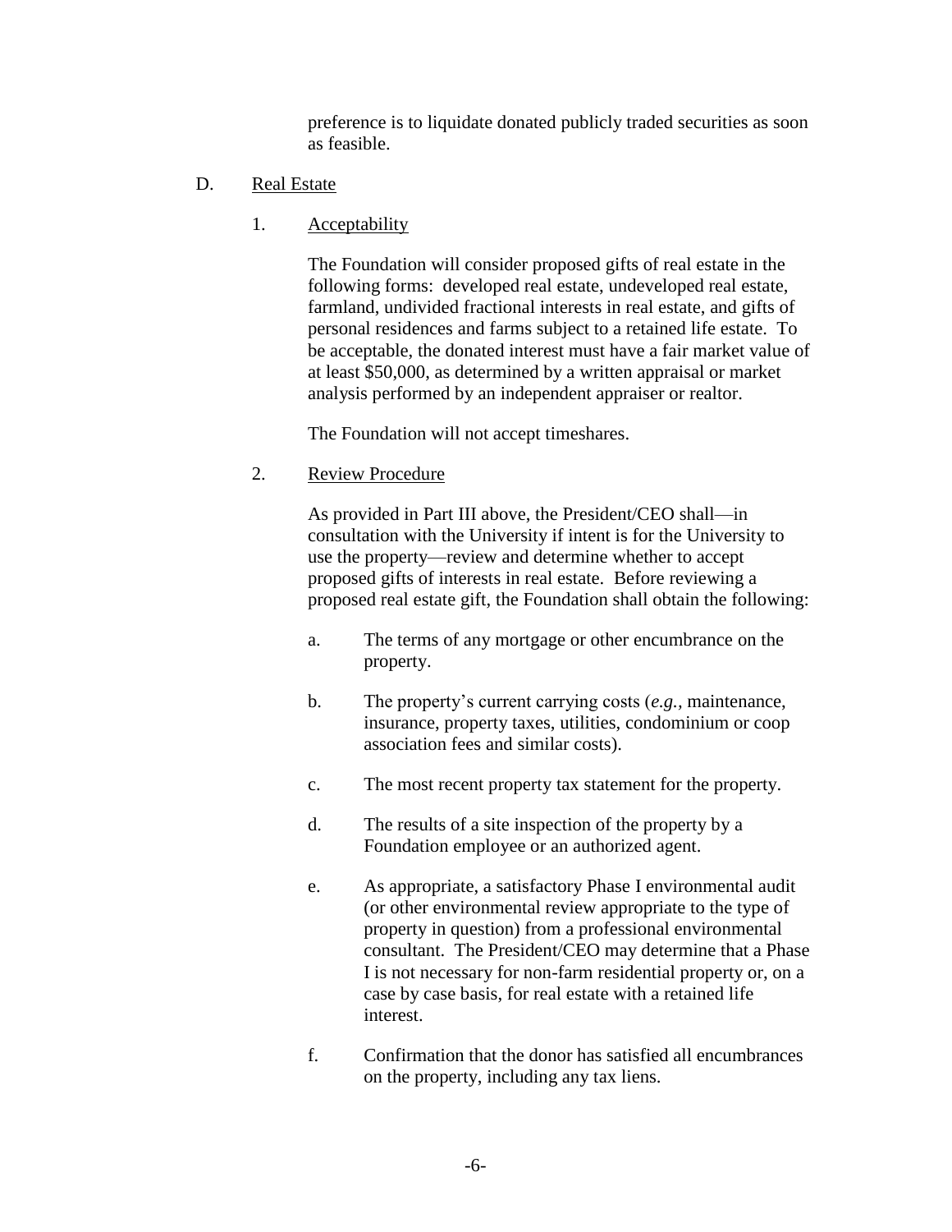preference is to liquidate donated publicly traded securities as soon as feasible.

D. Real Estate

1. Acceptability

The Foundation will consider proposed gifts of real estate in the following forms: developed real estate, undeveloped real estate, farmland, undivided fractional interests in real estate, and gifts of personal residences and farms subject to a retained life estate. To be acceptable, the donated interest must have a fair market value of at least $50,000, as determined by a written appraisal or market analysis performed by an independent appraiser or realtor.

The Foundation will not accept timeshares.

2. Review Procedure

As provided in Part III above, the President/CEO shall—in consultation with the University if intent is for the University to use the property—review and determine whether to accept proposed gifts of interests in real estate. Before reviewing a proposed real estate gift, the Foundation shall obtain the following:

a. The terms of any mortgage or other encumbrance on the property.

b. The property's current carrying costs (*e.g.*, maintenance, insurance, property taxes, utilities, condominium or coop association fees and similar costs).

c. The most recent property tax statement for the property.

d. The results of a site inspection of the property by a Foundation employee or an authorized agent.

e. As appropriate, a satisfactory Phase I environmental audit (or other environmental review appropriate to the type of property in question) from a professional environmental consultant. The President/CEO may determine that a Phase I is not necessary for non-farm residential property or, on a case by case basis, for real estate with a retained life interest.

f. Confirmation that the donor has satisfied all encumbrances on the property, including any tax liens.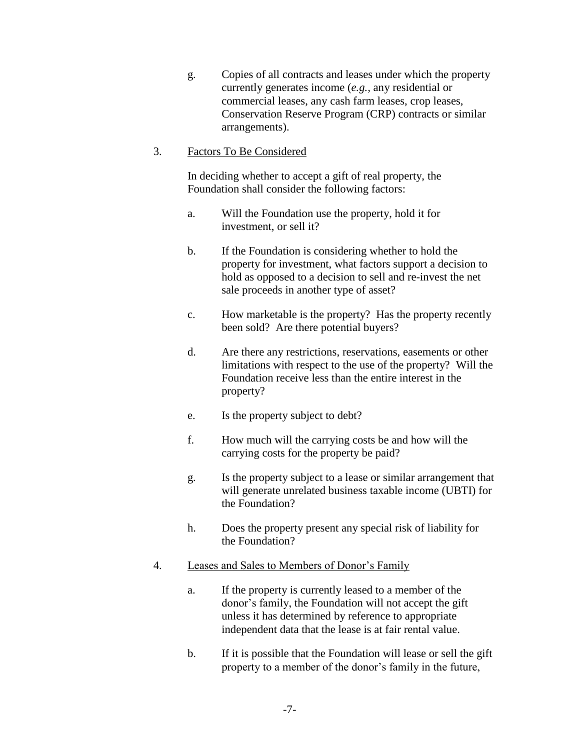g. Copies of all contracts and leases under which the property currently generates income (*e.g.*, any residential or commercial leases, any cash farm leases, crop leases, Conservation Reserve Program (CRP) contracts or similar arrangements).

3. <u>Factors To Be Considered</u>

   In deciding whether to accept a gift of real property, the Foundation shall consider the following factors:

   a. Will the Foundation use the property, hold it for investment, or sell it?

   b. If the Foundation is considering whether to hold the property for investment, what factors support a decision to hold as opposed to a decision to sell and re-invest the net sale proceeds in another type of asset?

   c. How marketable is the property? Has the property recently been sold? Are there potential buyers?

   d. Are there any restrictions, reservations, easements or other limitations with respect to the use of the property? Will the Foundation receive less than the entire interest in the property?

   e. Is the property subject to debt?

   f. How much will the carrying costs be and how will the carrying costs for the property be paid?

   g. Is the property subject to a lease or similar arrangement that will generate unrelated business taxable income (UBTI) for the Foundation?

   h. Does the property present any special risk of liability for the Foundation?

4. <u>Leases and Sales to Members of Donor's Family</u>

   a. If the property is currently leased to a member of the donor's family, the Foundation will not accept the gift unless it has determined by reference to appropriate independent data that the lease is at fair rental value.

   b. If it is possible that the Foundation will lease or sell the gift property to a member of the donor's family in the future,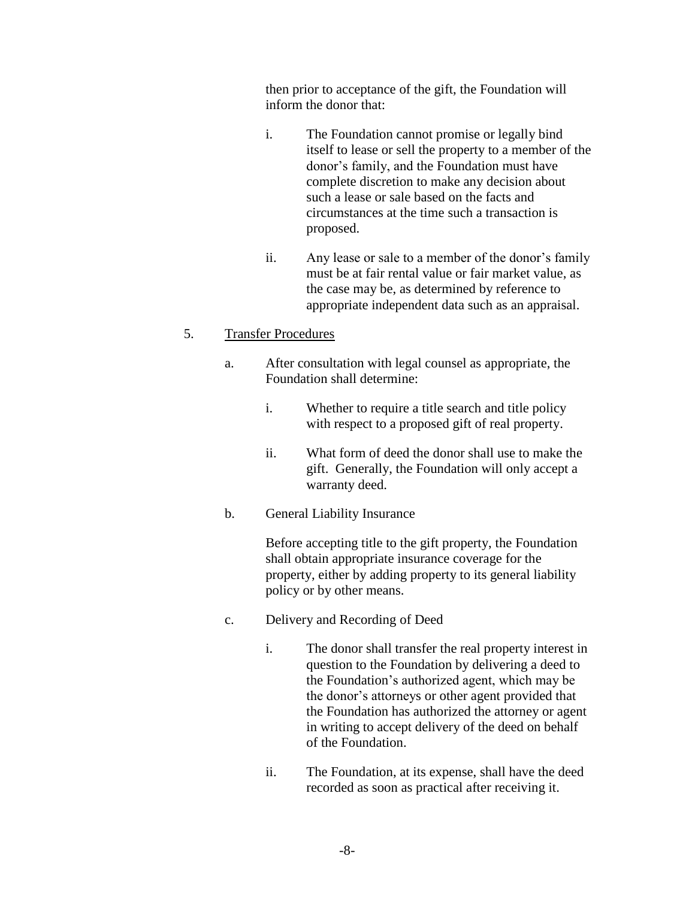then prior to acceptance of the gift, the Foundation will inform the donor that:

i. The Foundation cannot promise or legally bind itself to lease or sell the property to a member of the donor's family, and the Foundation must have complete discretion to make any decision about such a lease or sale based on the facts and circumstances at the time such a transaction is proposed.

ii. Any lease or sale to a member of the donor's family must be at fair rental value or fair market value, as the case may be, as determined by reference to appropriate independent data such as an appraisal.

5. <u>Transfer Procedures</u>

a. After consultation with legal counsel as appropriate, the Foundation shall determine:

i. Whether to require a title search and title policy with respect to a proposed gift of real property.

ii. What form of deed the donor shall use to make the gift. Generally, the Foundation will only accept a warranty deed.

b. General Liability Insurance

Before accepting title to the gift property, the Foundation shall obtain appropriate insurance coverage for the property, either by adding property to its general liability policy or by other means.

c. Delivery and Recording of Deed

i. The donor shall transfer the real property interest in question to the Foundation by delivering a deed to the Foundation's authorized agent, which may be the donor's attorneys or other agent provided that the Foundation has authorized the attorney or agent in writing to accept delivery of the deed on behalf of the Foundation.

ii. The Foundation, at its expense, shall have the deed recorded as soon as practical after receiving it.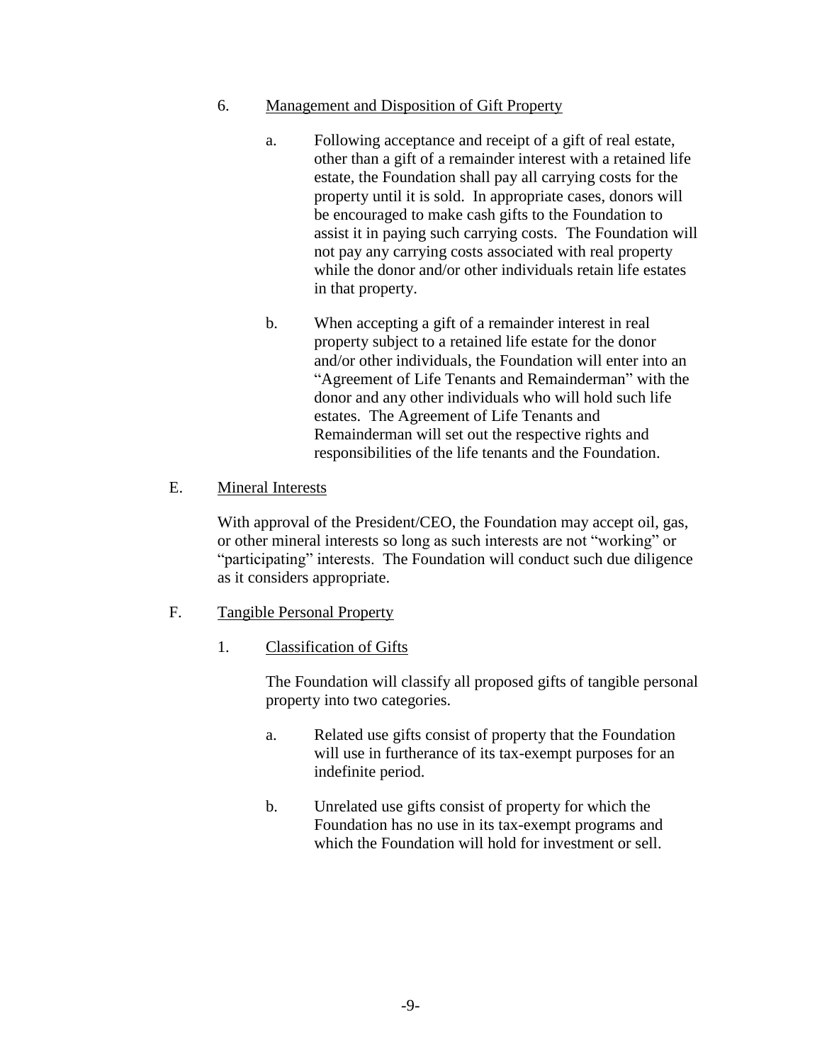6. <u>Management and Disposition of Gift Property</u>

   a. Following acceptance and receipt of a gift of real estate, other than a gift of a remainder interest with a retained life estate, the Foundation shall pay all carrying costs for the property until it is sold. In appropriate cases, donors will be encouraged to make cash gifts to the Foundation to assist it in paying such carrying costs. The Foundation will not pay any carrying costs associated with real property while the donor and/or other individuals retain life estates in that property.

   b. When accepting a gift of a remainder interest in real property subject to a retained life estate for the donor and/or other individuals, the Foundation will enter into an "Agreement of Life Tenants and Remainderman" with the donor and any other individuals who will hold such life estates. The Agreement of Life Tenants and Remainderman will set out the respective rights and responsibilities of the life tenants and the Foundation.

E. <u>Mineral Interests</u>

With approval of the President/CEO, the Foundation may accept oil, gas, or other mineral interests so long as such interests are not "working" or "participating" interests. The Foundation will conduct such due diligence as it considers appropriate.

F. <u>Tangible Personal Property</u>

1. <u>Classification of Gifts</u>

   The Foundation will classify all proposed gifts of tangible personal property into two categories.

   a. Related use gifts consist of property that the Foundation will use in furtherance of its tax-exempt purposes for an indefinite period.

   b. Unrelated use gifts consist of property for which the Foundation has no use in its tax-exempt programs and which the Foundation will hold for investment or sell.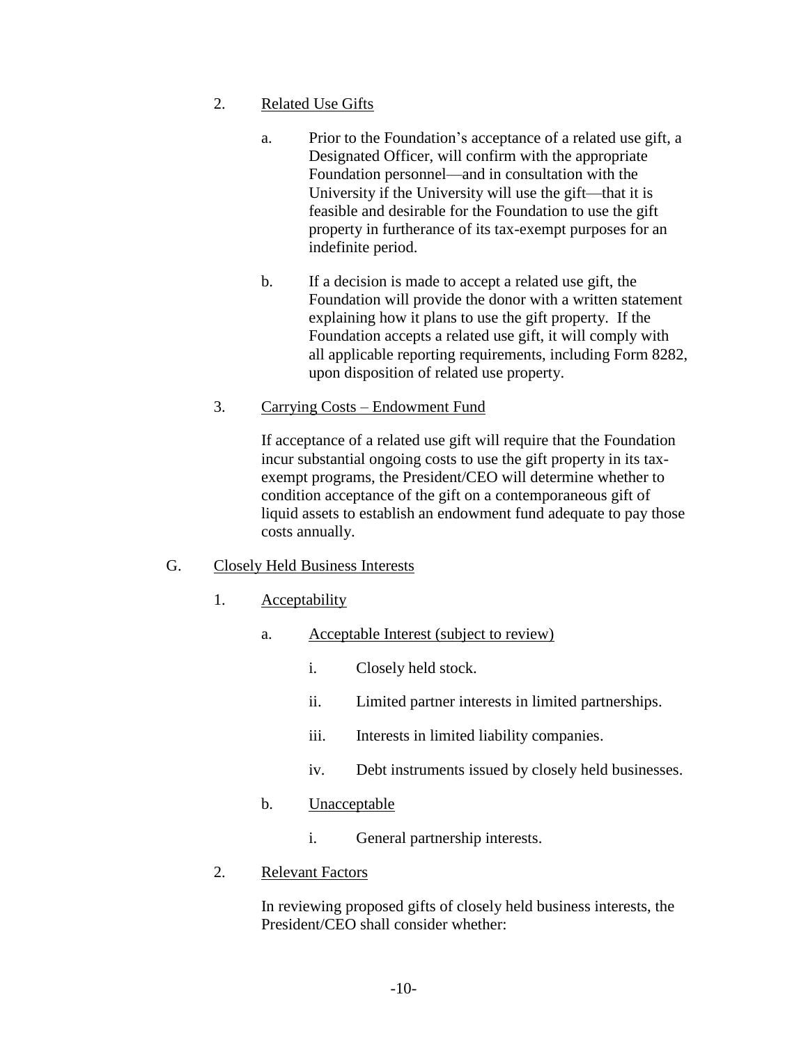2. Related Use Gifts

   a. Prior to the Foundation's acceptance of a related use gift, a Designated Officer, will confirm with the appropriate Foundation personnel—and in consultation with the University if the University will use the gift—that it is feasible and desirable for the Foundation to use the gift property in furtherance of its tax-exempt purposes for an indefinite period.

   b. If a decision is made to accept a related use gift, the Foundation will provide the donor with a written statement explaining how it plans to use the gift property. If the Foundation accepts a related use gift, it will comply with all applicable reporting requirements, including Form 8282, upon disposition of related use property.

3. Carrying Costs – Endowment Fund

   If acceptance of a related use gift will require that the Foundation incur substantial ongoing costs to use the gift property in its tax-exempt programs, the President/CEO will determine whether to condition acceptance of the gift on a contemporaneous gift of liquid assets to establish an endowment fund adequate to pay those costs annually.

G. Closely Held Business Interests

1. Acceptability

   a. Acceptable Interest (subject to review)

      i. Closely held stock.

      ii. Limited partner interests in limited partnerships.

      iii. Interests in limited liability companies.

      iv. Debt instruments issued by closely held businesses.

   b. Unacceptable

      i. General partnership interests.

2. Relevant Factors

   In reviewing proposed gifts of closely held business interests, the President/CEO shall consider whether: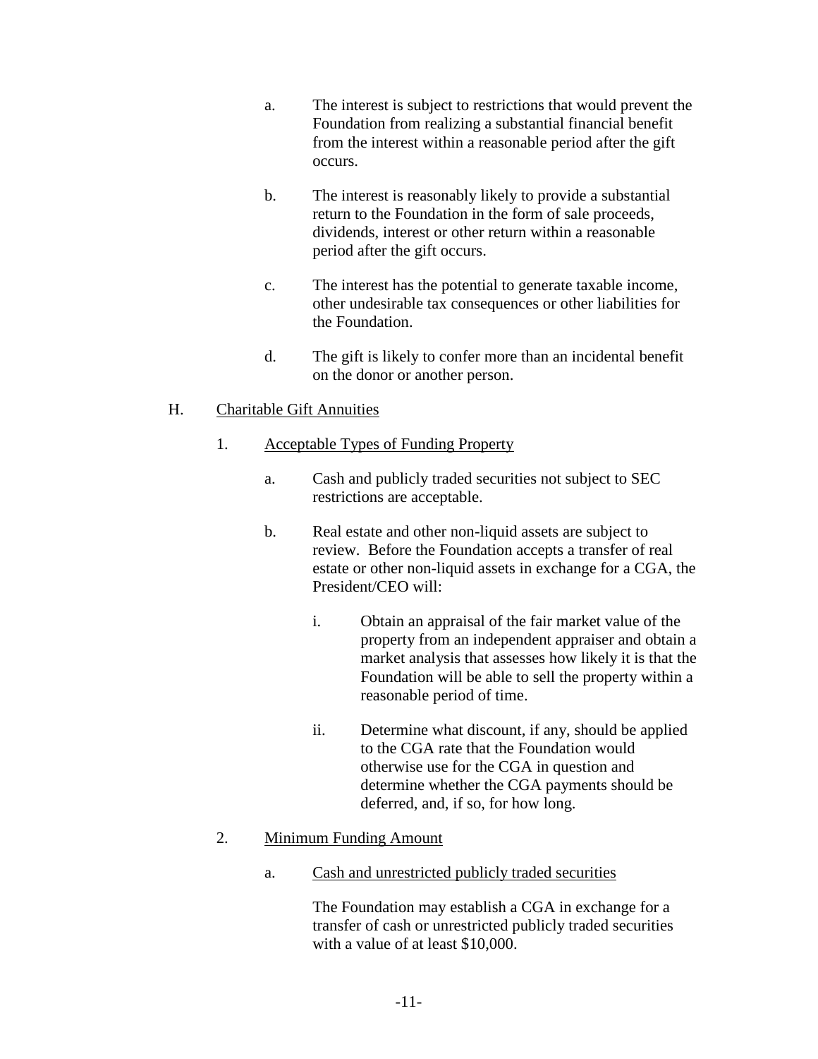a. The interest is subject to restrictions that would prevent the Foundation from realizing a substantial financial benefit from the interest within a reasonable period after the gift occurs.

b. The interest is reasonably likely to provide a substantial return to the Foundation in the form of sale proceeds, dividends, interest or other return within a reasonable period after the gift occurs.

c. The interest has the potential to generate taxable income, other undesirable tax consequences or other liabilities for the Foundation.

d. The gift is likely to confer more than an incidental benefit on the donor or another person.

H. <u>Charitable Gift Annuities</u>

1. <u>Acceptable Types of Funding Property</u>

a. Cash and publicly traded securities not subject to SEC restrictions are acceptable.

b. Real estate and other non-liquid assets are subject to review. Before the Foundation accepts a transfer of real estate or other non-liquid assets in exchange for a CGA, the President/CEO will:

i. Obtain an appraisal of the fair market value of the property from an independent appraiser and obtain a market analysis that assesses how likely it is that the Foundation will be able to sell the property within a reasonable period of time.

ii. Determine what discount, if any, should be applied to the CGA rate that the Foundation would otherwise use for the CGA in question and determine whether the CGA payments should be deferred, and, if so, for how long.

2. <u>Minimum Funding Amount</u>

a. <u>Cash and unrestricted publicly traded securities</u>

The Foundation may establish a CGA in exchange for a transfer of cash or unrestricted publicly traded securities with a value of at least $10,000.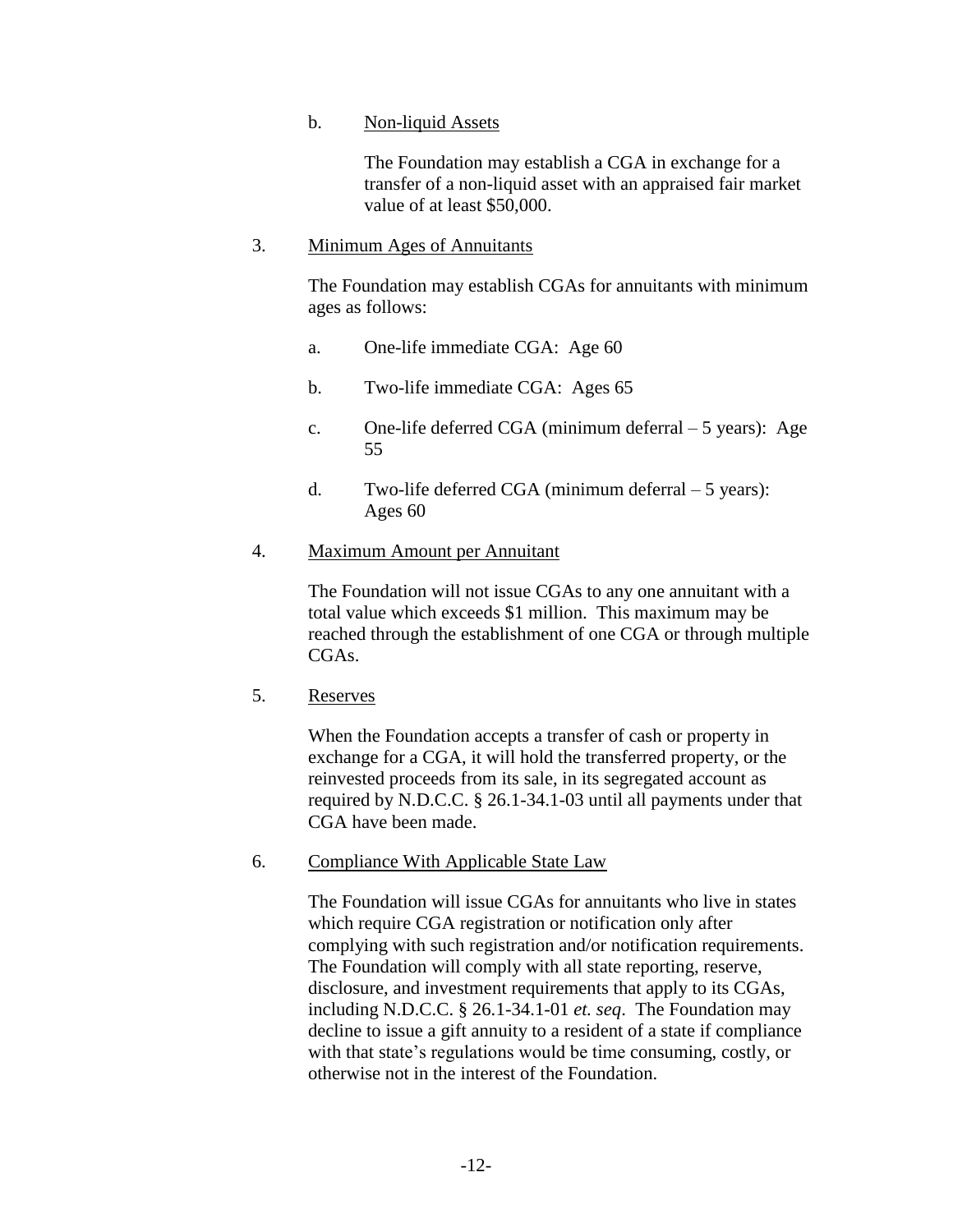b. <u>Non-liquid Assets</u>

The Foundation may establish a CGA in exchange for a transfer of a non-liquid asset with an appraised fair market value of at least $50,000.

3. <u>Minimum Ages of Annuitants</u>

The Foundation may establish CGAs for annuitants with minimum ages as follows:

a. One-life immediate CGA: Age 60

b. Two-life immediate CGA: Ages 65

c. One-life deferred CGA (minimum deferral – 5 years): Age 55

d. Two-life deferred CGA (minimum deferral – 5 years): Ages 60

4. <u>Maximum Amount per Annuitant</u>

The Foundation will not issue CGAs to any one annuitant with a total value which exceeds $1 million. This maximum may be reached through the establishment of one CGA or through multiple CGAs.

5. <u>Reserves</u>

When the Foundation accepts a transfer of cash or property in exchange for a CGA, it will hold the transferred property, or the reinvested proceeds from its sale, in its segregated account as required by N.D.C.C. § 26.1-34.1-03 until all payments under that CGA have been made.

6. <u>Compliance With Applicable State Law</u>

The Foundation will issue CGAs for annuitants who live in states which require CGA registration or notification only after complying with such registration and/or notification requirements. The Foundation will comply with all state reporting, reserve, disclosure, and investment requirements that apply to its CGAs, including N.D.C.C. § 26.1-34.1-01 *et. seq*. The Foundation may decline to issue a gift annuity to a resident of a state if compliance with that state's regulations would be time consuming, costly, or otherwise not in the interest of the Foundation.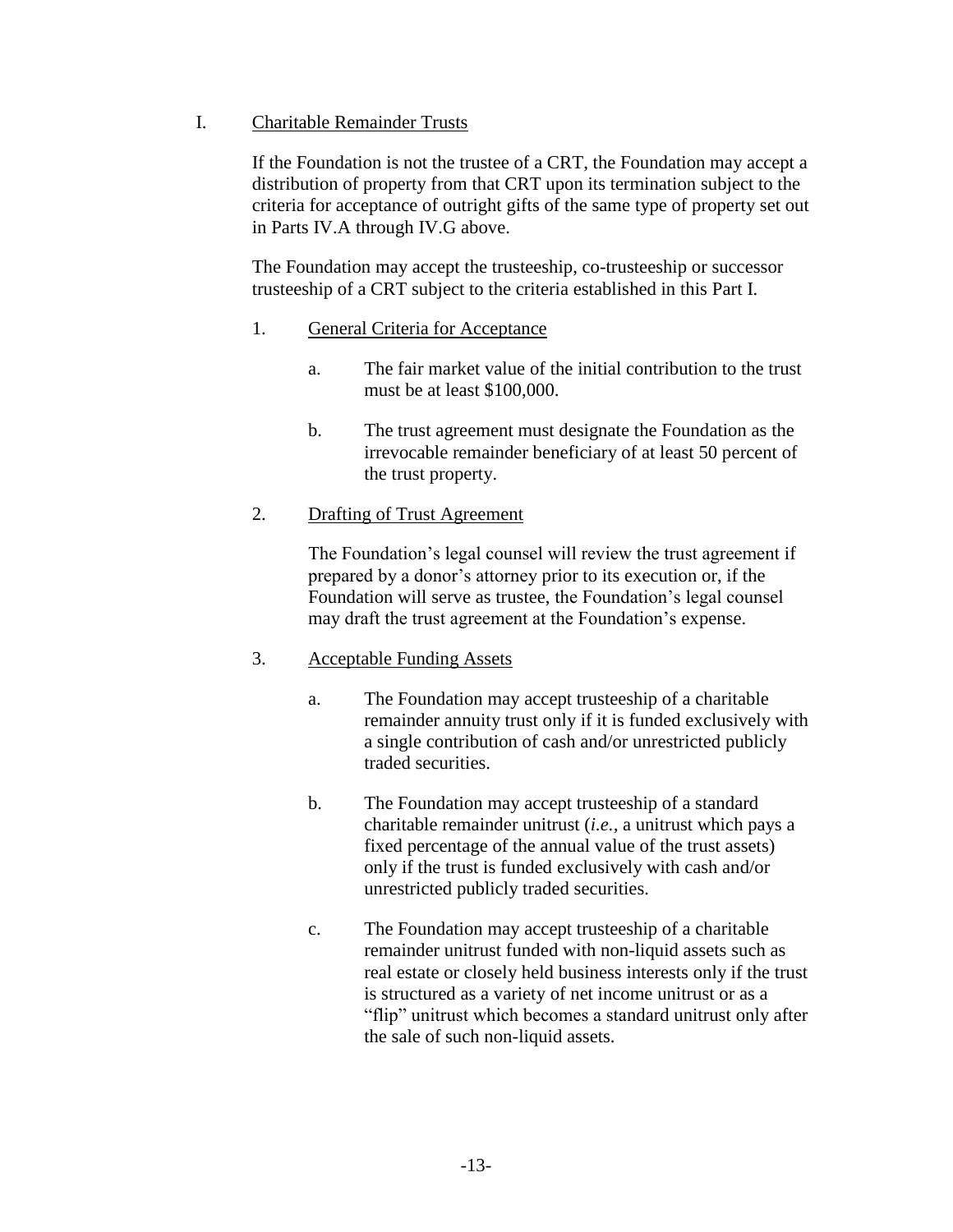## I. Charitable Remainder Trusts

If the Foundation is not the trustee of a CRT, the Foundation may accept a distribution of property from that CRT upon its termination subject to the criteria for acceptance of outright gifts of the same type of property set out in Parts IV.A through IV.G above.

The Foundation may accept the trusteeship, co-trusteeship or successor trusteeship of a CRT subject to the criteria established in this Part I.

### 1. General Criteria for Acceptance

a. The fair market value of the initial contribution to the trust must be at least $100,000.

b. The trust agreement must designate the Foundation as the irrevocable remainder beneficiary of at least 50 percent of the trust property.

### 2. Drafting of Trust Agreement

The Foundation's legal counsel will review the trust agreement if prepared by a donor's attorney prior to its execution or, if the Foundation will serve as trustee, the Foundation's legal counsel may draft the trust agreement at the Foundation's expense.

### 3. Acceptable Funding Assets

a. The Foundation may accept trusteeship of a charitable remainder annuity trust only if it is funded exclusively with a single contribution of cash and/or unrestricted publicly traded securities.

b. The Foundation may accept trusteeship of a standard charitable remainder unitrust (*i.e.*, a unitrust which pays a fixed percentage of the annual value of the trust assets) only if the trust is funded exclusively with cash and/or unrestricted publicly traded securities.

c. The Foundation may accept trusteeship of a charitable remainder unitrust funded with non-liquid assets such as real estate or closely held business interests only if the trust is structured as a variety of net income unitrust or as a "flip" unitrust which becomes a standard unitrust only after the sale of such non-liquid assets.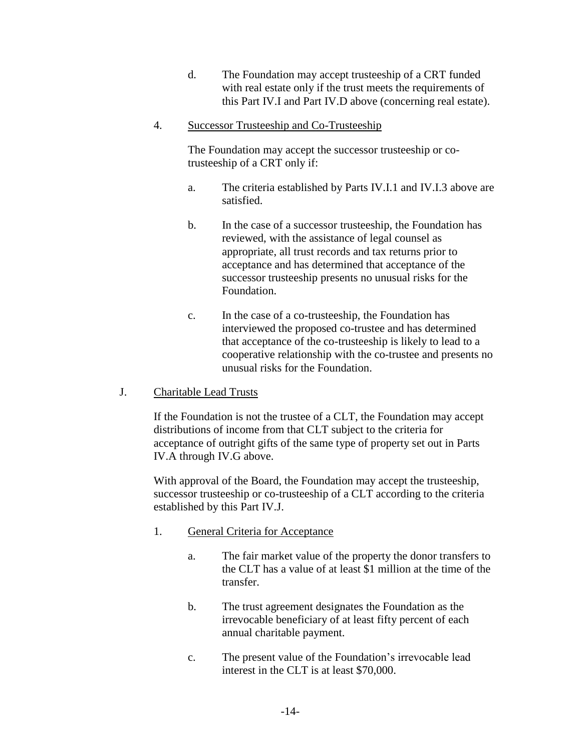d. The Foundation may accept trusteeship of a CRT funded with real estate only if the trust meets the requirements of this Part IV.I and Part IV.D above (concerning real estate).

4. Successor Trusteeship and Co-Trusteeship

The Foundation may accept the successor trusteeship or co-trusteeship of a CRT only if:

a. The criteria established by Parts IV.I.1 and IV.I.3 above are satisfied.

b. In the case of a successor trusteeship, the Foundation has reviewed, with the assistance of legal counsel as appropriate, all trust records and tax returns prior to acceptance and has determined that acceptance of the successor trusteeship presents no unusual risks for the Foundation.

c. In the case of a co-trusteeship, the Foundation has interviewed the proposed co-trustee and has determined that acceptance of the co-trusteeship is likely to lead to a cooperative relationship with the co-trustee and presents no unusual risks for the Foundation.

J. Charitable Lead Trusts

If the Foundation is not the trustee of a CLT, the Foundation may accept distributions of income from that CLT subject to the criteria for acceptance of outright gifts of the same type of property set out in Parts IV.A through IV.G above.

With approval of the Board, the Foundation may accept the trusteeship, successor trusteeship or co-trusteeship of a CLT according to the criteria established by this Part IV.J.

1. General Criteria for Acceptance

a. The fair market value of the property the donor transfers to the CLT has a value of at least $1 million at the time of the transfer.

b. The trust agreement designates the Foundation as the irrevocable beneficiary of at least fifty percent of each annual charitable payment.

c. The present value of the Foundation's irrevocable lead interest in the CLT is at least $70,000.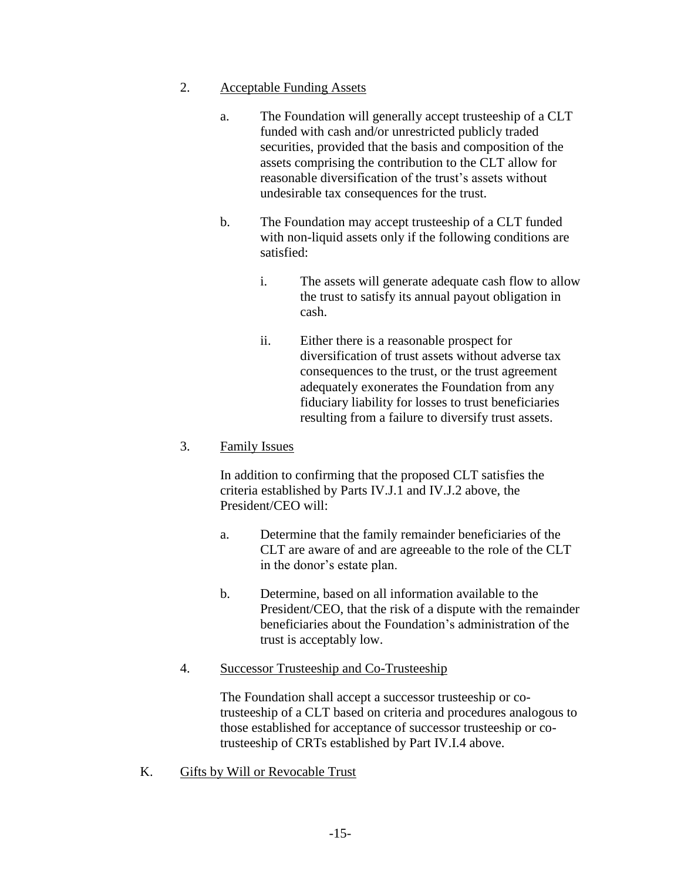2. Acceptable Funding Assets

   a. The Foundation will generally accept trusteeship of a CLT funded with cash and/or unrestricted publicly traded securities, provided that the basis and composition of the assets comprising the contribution to the CLT allow for reasonable diversification of the trust's assets without undesirable tax consequences for the trust.

   b. The Foundation may accept trusteeship of a CLT funded with non-liquid assets only if the following conditions are satisfied:

      i. The assets will generate adequate cash flow to allow the trust to satisfy its annual payout obligation in cash.

      ii. Either there is a reasonable prospect for diversification of trust assets without adverse tax consequences to the trust, or the trust agreement adequately exonerates the Foundation from any fiduciary liability for losses to trust beneficiaries resulting from a failure to diversify trust assets.

3. Family Issues

   In addition to confirming that the proposed CLT satisfies the criteria established by Parts IV.J.1 and IV.J.2 above, the President/CEO will:

   a. Determine that the family remainder beneficiaries of the CLT are aware of and are agreeable to the role of the CLT in the donor's estate plan.

   b. Determine, based on all information available to the President/CEO, that the risk of a dispute with the remainder beneficiaries about the Foundation's administration of the trust is acceptably low.

4. Successor Trusteeship and Co-Trusteeship

   The Foundation shall accept a successor trusteeship or co-trusteeship of a CLT based on criteria and procedures analogous to those established for acceptance of successor trusteeship or co-trusteeship of CRTs established by Part IV.I.4 above.

K. Gifts by Will or Revocable Trust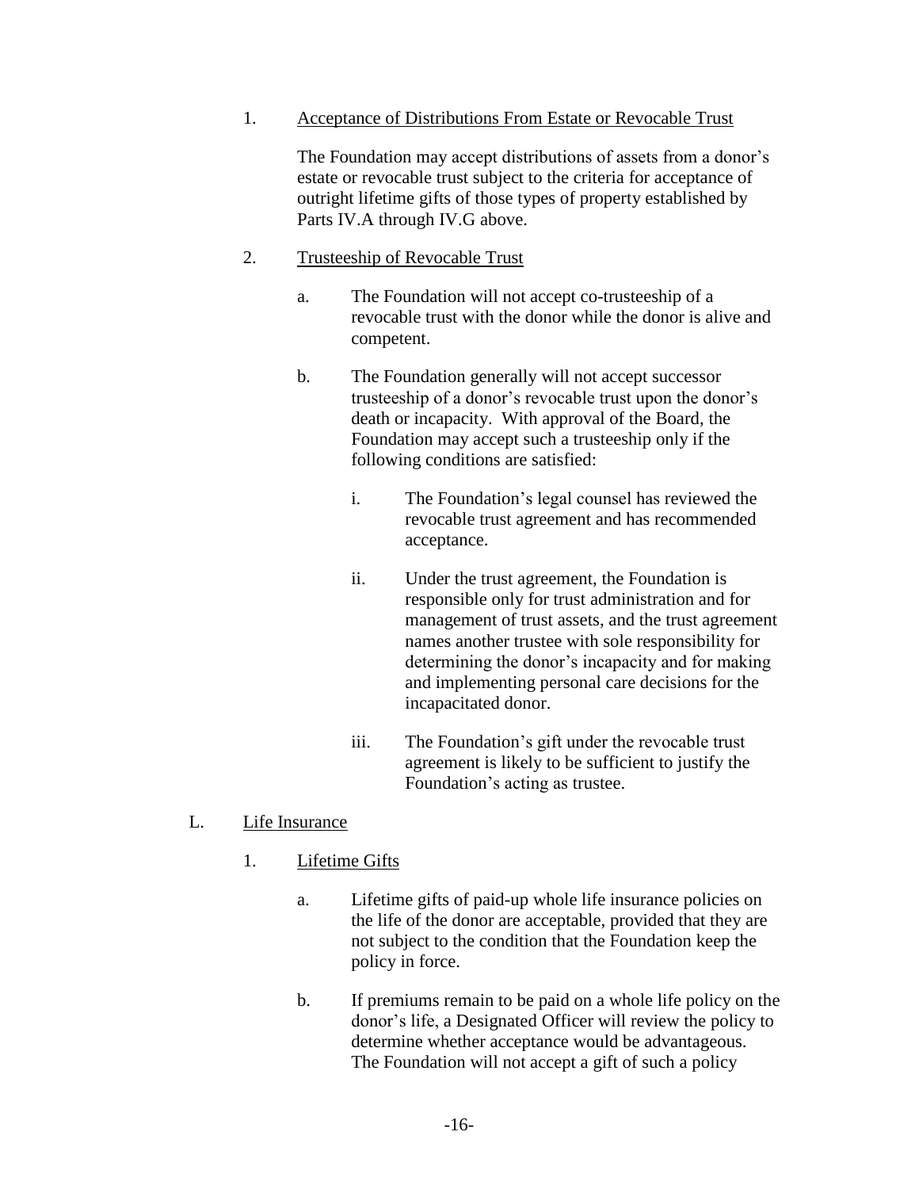1. <u>Acceptance of Distributions From Estate or Revocable Trust</u>

   The Foundation may accept distributions of assets from a donor's estate or revocable trust subject to the criteria for acceptance of outright lifetime gifts of those types of property established by Parts IV.A through IV.G above.

2. <u>Trusteeship of Revocable Trust</u>

   a. The Foundation will not accept co-trusteeship of a revocable trust with the donor while the donor is alive and competent.

   b. The Foundation generally will not accept successor trusteeship of a donor's revocable trust upon the donor's death or incapacity. With approval of the Board, the Foundation may accept such a trusteeship only if the following conditions are satisfied:

      i. The Foundation's legal counsel has reviewed the revocable trust agreement and has recommended acceptance.

      ii. Under the trust agreement, the Foundation is responsible only for trust administration and for management of trust assets, and the trust agreement names another trustee with sole responsibility for determining the donor's incapacity and for making and implementing personal care decisions for the incapacitated donor.

      iii. The Foundation's gift under the revocable trust agreement is likely to be sufficient to justify the Foundation's acting as trustee.

L. <u>Life Insurance</u>

1. <u>Lifetime Gifts</u>

   a. Lifetime gifts of paid-up whole life insurance policies on the life of the donor are acceptable, provided that they are not subject to the condition that the Foundation keep the policy in force.

   b. If premiums remain to be paid on a whole life policy on the donor's life, a Designated Officer will review the policy to determine whether acceptance would be advantageous. The Foundation will not accept a gift of such a policy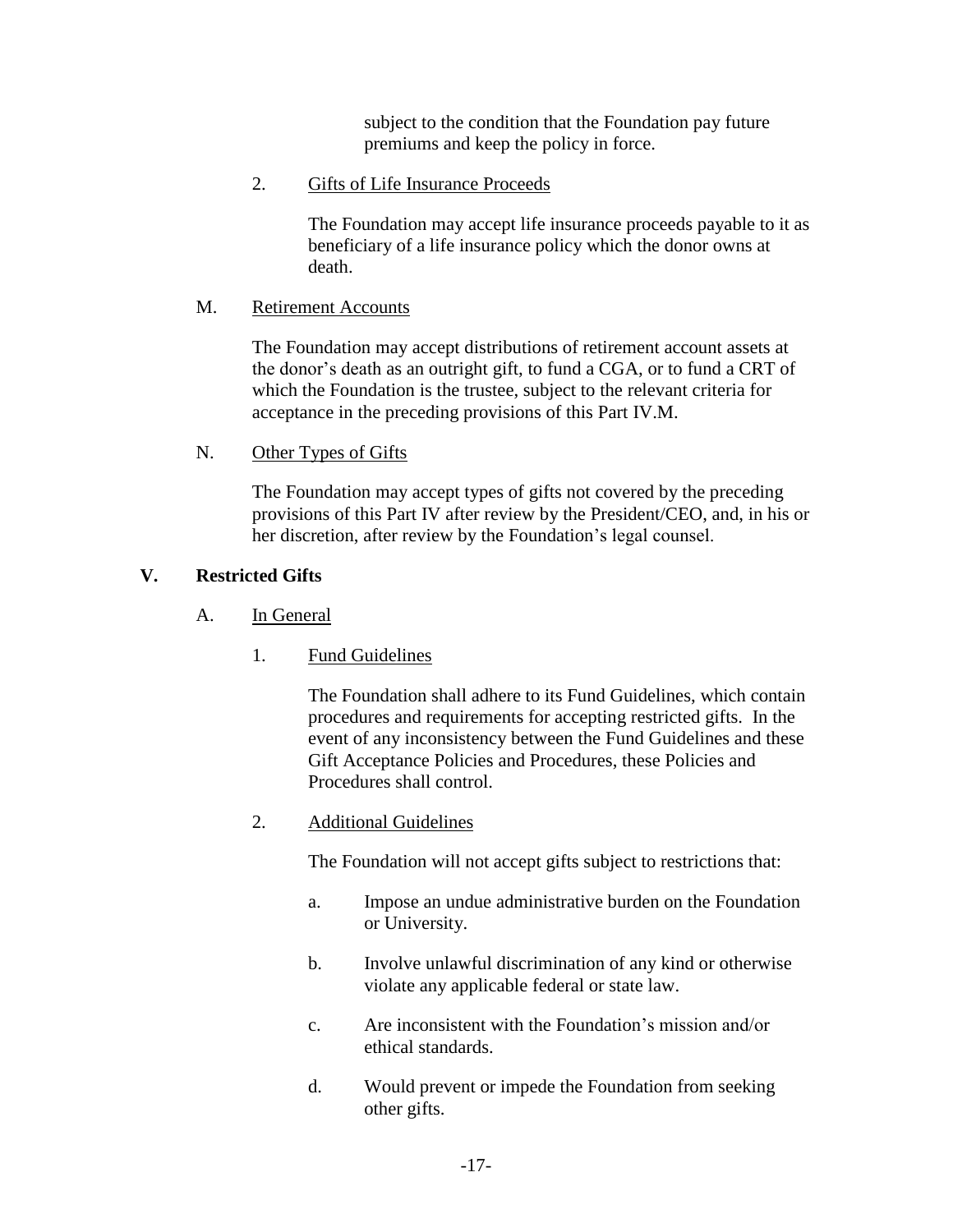subject to the condition that the Foundation pay future premiums and keep the policy in force.

2. Gifts of Life Insurance Proceeds

The Foundation may accept life insurance proceeds payable to it as beneficiary of a life insurance policy which the donor owns at death.

M. Retirement Accounts

The Foundation may accept distributions of retirement account assets at the donor's death as an outright gift, to fund a CGA, or to fund a CRT of which the Foundation is the trustee, subject to the relevant criteria for acceptance in the preceding provisions of this Part IV.M.

N. Other Types of Gifts

The Foundation may accept types of gifts not covered by the preceding provisions of this Part IV after review by the President/CEO, and, in his or her discretion, after review by the Foundation's legal counsel.

## V. Restricted Gifts

A. In General

1. Fund Guidelines

The Foundation shall adhere to its Fund Guidelines, which contain procedures and requirements for accepting restricted gifts. In the event of any inconsistency between the Fund Guidelines and these Gift Acceptance Policies and Procedures, these Policies and Procedures shall control.

2. Additional Guidelines

The Foundation will not accept gifts subject to restrictions that:

a. Impose an undue administrative burden on the Foundation or University.

b. Involve unlawful discrimination of any kind or otherwise violate any applicable federal or state law.

c. Are inconsistent with the Foundation's mission and/or ethical standards.

d. Would prevent or impede the Foundation from seeking other gifts.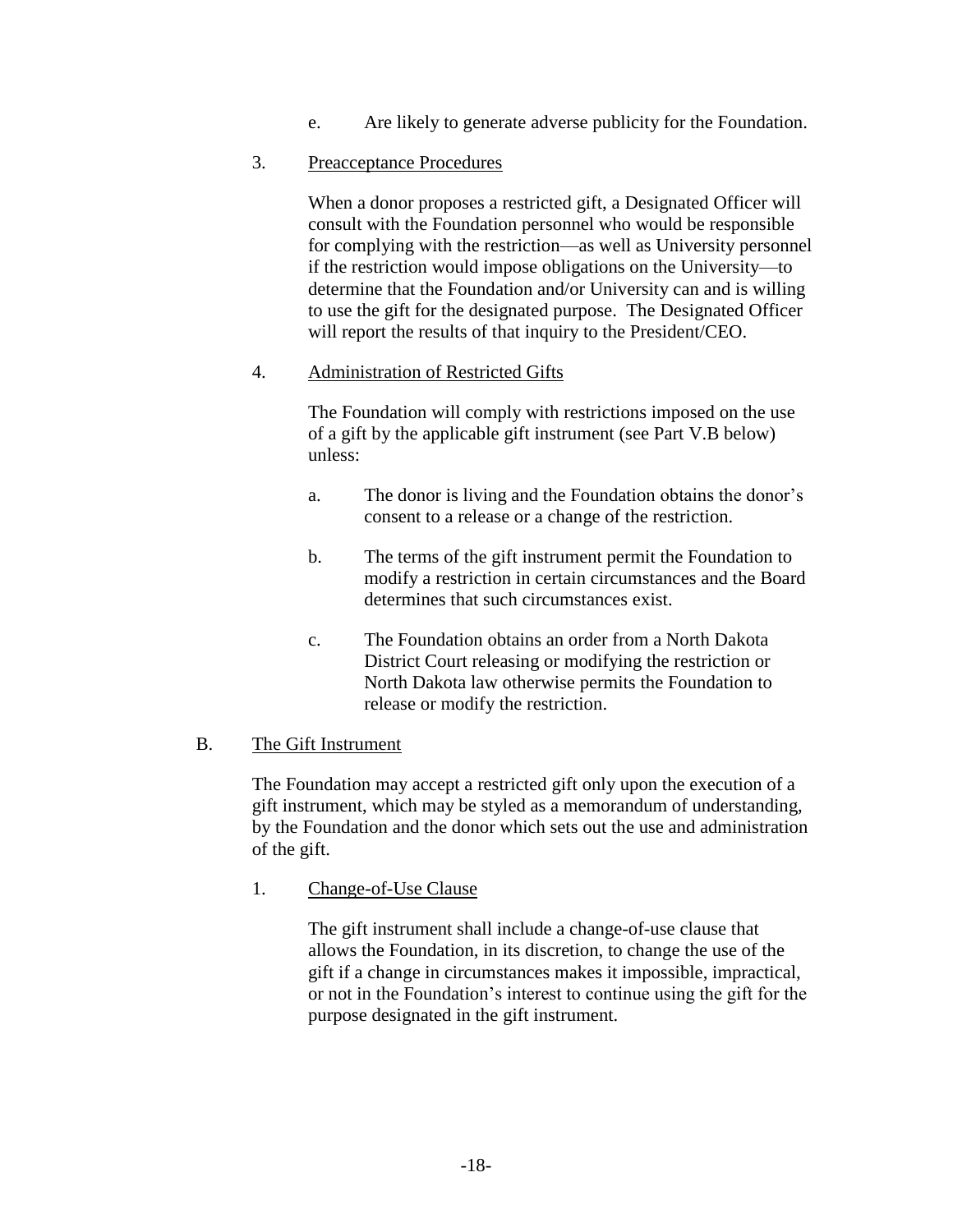e. Are likely to generate adverse publicity for the Foundation.

3. <u>Preacceptance Procedures</u>

When a donor proposes a restricted gift, a Designated Officer will consult with the Foundation personnel who would be responsible for complying with the restriction—as well as University personnel if the restriction would impose obligations on the University—to determine that the Foundation and/or University can and is willing to use the gift for the designated purpose. The Designated Officer will report the results of that inquiry to the President/CEO.

4. <u>Administration of Restricted Gifts</u>

The Foundation will comply with restrictions imposed on the use of a gift by the applicable gift instrument (see Part V.B below) unless:

a. The donor is living and the Foundation obtains the donor's consent to a release or a change of the restriction.

b. The terms of the gift instrument permit the Foundation to modify a restriction in certain circumstances and the Board determines that such circumstances exist.

c. The Foundation obtains an order from a North Dakota District Court releasing or modifying the restriction or North Dakota law otherwise permits the Foundation to release or modify the restriction.

B. <u>The Gift Instrument</u>

The Foundation may accept a restricted gift only upon the execution of a gift instrument, which may be styled as a memorandum of understanding, by the Foundation and the donor which sets out the use and administration of the gift.

1. <u>Change-of-Use Clause</u>

The gift instrument shall include a change-of-use clause that allows the Foundation, in its discretion, to change the use of the gift if a change in circumstances makes it impossible, impractical, or not in the Foundation's interest to continue using the gift for the purpose designated in the gift instrument.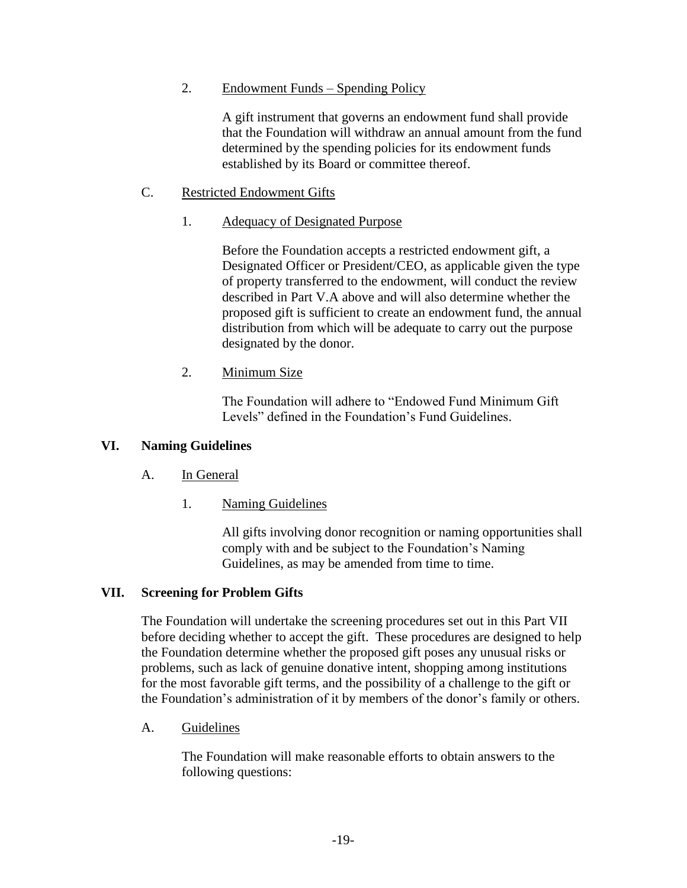2. <u>Endowment Funds – Spending Policy</u>

A gift instrument that governs an endowment fund shall provide that the Foundation will withdraw an annual amount from the fund determined by the spending policies for its endowment funds established by its Board or committee thereof.

C. <u>Restricted Endowment Gifts</u>

1. <u>Adequacy of Designated Purpose</u>

Before the Foundation accepts a restricted endowment gift, a Designated Officer or President/CEO, as applicable given the type of property transferred to the endowment, will conduct the review described in Part V.A above and will also determine whether the proposed gift is sufficient to create an endowment fund, the annual distribution from which will be adequate to carry out the purpose designated by the donor.

2. <u>Minimum Size</u>

The Foundation will adhere to "Endowed Fund Minimum Gift Levels" defined in the Foundation's Fund Guidelines.

## VI. Naming Guidelines

A. <u>In General</u>

1. <u>Naming Guidelines</u>

All gifts involving donor recognition or naming opportunities shall comply with and be subject to the Foundation's Naming Guidelines, as may be amended from time to time.

## VII. Screening for Problem Gifts

The Foundation will undertake the screening procedures set out in this Part VII before deciding whether to accept the gift. These procedures are designed to help the Foundation determine whether the proposed gift poses any unusual risks or problems, such as lack of genuine donative intent, shopping among institutions for the most favorable gift terms, and the possibility of a challenge to the gift or the Foundation's administration of it by members of the donor's family or others.

A. <u>Guidelines</u>

The Foundation will make reasonable efforts to obtain answers to the following questions: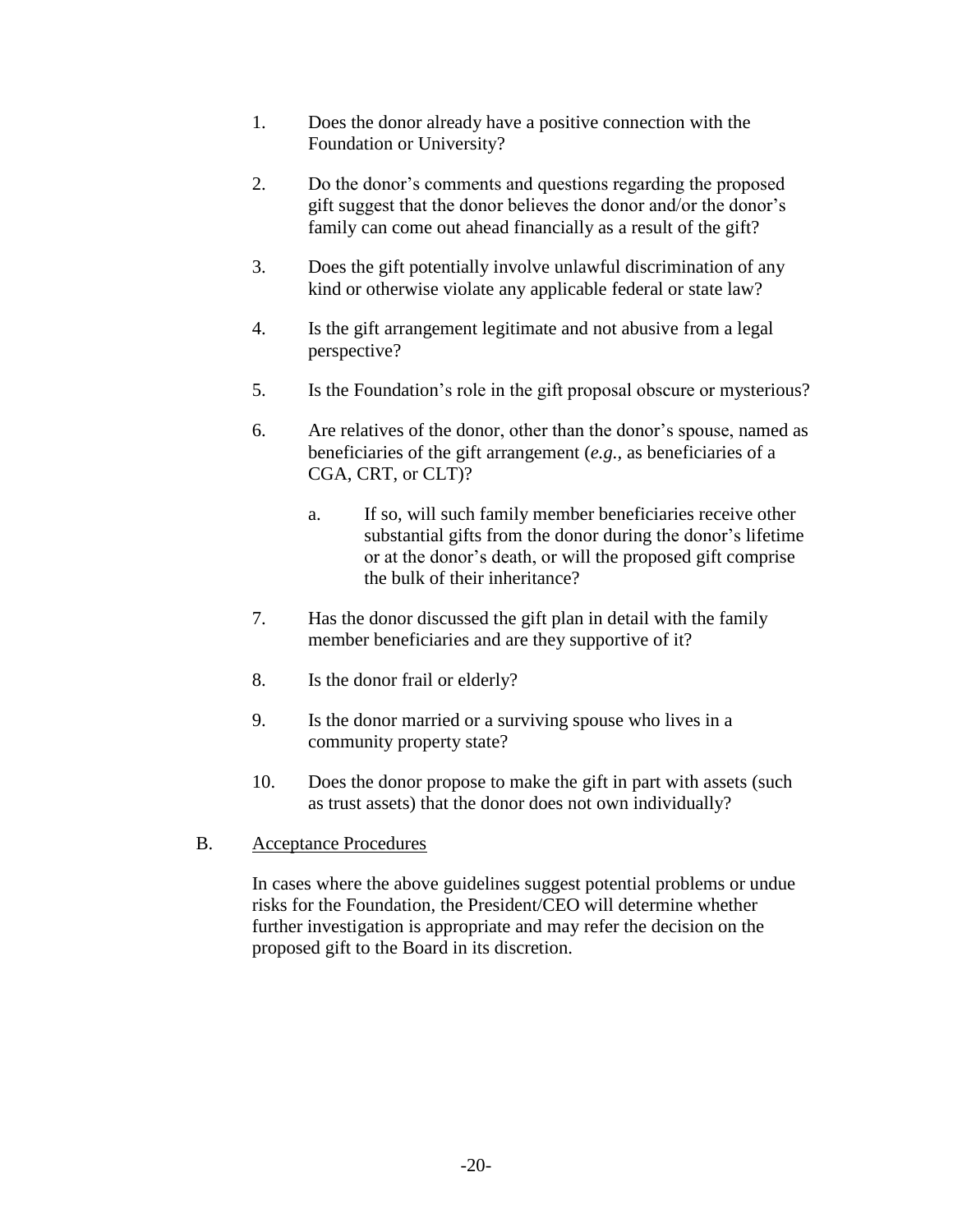1. Does the donor already have a positive connection with the Foundation or University?

2. Do the donor's comments and questions regarding the proposed gift suggest that the donor believes the donor and/or the donor's family can come out ahead financially as a result of the gift?

3. Does the gift potentially involve unlawful discrimination of any kind or otherwise violate any applicable federal or state law?

4. Is the gift arrangement legitimate and not abusive from a legal perspective?

5. Is the Foundation's role in the gift proposal obscure or mysterious?

6. Are relatives of the donor, other than the donor's spouse, named as beneficiaries of the gift arrangement (*e.g.*, as beneficiaries of a CGA, CRT, or CLT)?

   a. If so, will such family member beneficiaries receive other substantial gifts from the donor during the donor's lifetime or at the donor's death, or will the proposed gift comprise the bulk of their inheritance?

7. Has the donor discussed the gift plan in detail with the family member beneficiaries and are they supportive of it?

8. Is the donor frail or elderly?

9. Is the donor married or a surviving spouse who lives in a community property state?

10. Does the donor propose to make the gift in part with assets (such as trust assets) that the donor does not own individually?

B. <u>Acceptance Procedures</u>

In cases where the above guidelines suggest potential problems or undue risks for the Foundation, the President/CEO will determine whether further investigation is appropriate and may refer the decision on the proposed gift to the Board in its discretion.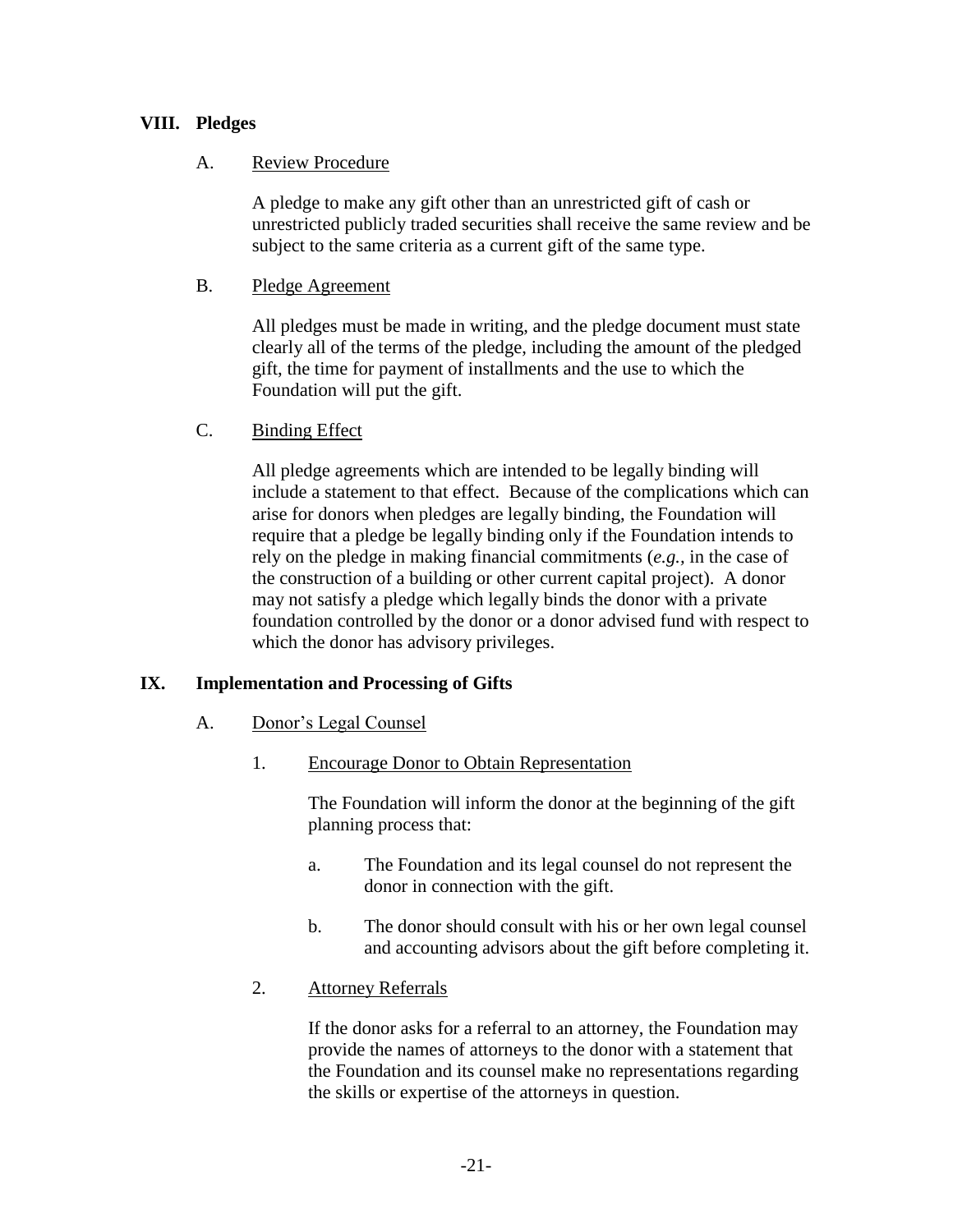## VIII. Pledges

### A. Review Procedure

A pledge to make any gift other than an unrestricted gift of cash or unrestricted publicly traded securities shall receive the same review and be subject to the same criteria as a current gift of the same type.

### B. Pledge Agreement

All pledges must be made in writing, and the pledge document must state clearly all of the terms of the pledge, including the amount of the pledged gift, the time for payment of installments and the use to which the Foundation will put the gift.

### C. Binding Effect

All pledge agreements which are intended to be legally binding will include a statement to that effect. Because of the complications which can arise for donors when pledges are legally binding, the Foundation will require that a pledge be legally binding only if the Foundation intends to rely on the pledge in making financial commitments (*e.g.*, in the case of the construction of a building or other current capital project). A donor may not satisfy a pledge which legally binds the donor with a private foundation controlled by the donor or a donor advised fund with respect to which the donor has advisory privileges.

## IX. Implementation and Processing of Gifts

### A. Donor's Legal Counsel

#### 1. Encourage Donor to Obtain Representation

The Foundation will inform the donor at the beginning of the gift planning process that:

a. The Foundation and its legal counsel do not represent the donor in connection with the gift.

b. The donor should consult with his or her own legal counsel and accounting advisors about the gift before completing it.

#### 2. Attorney Referrals

If the donor asks for a referral to an attorney, the Foundation may provide the names of attorneys to the donor with a statement that the Foundation and its counsel make no representations regarding the skills or expertise of the attorneys in question.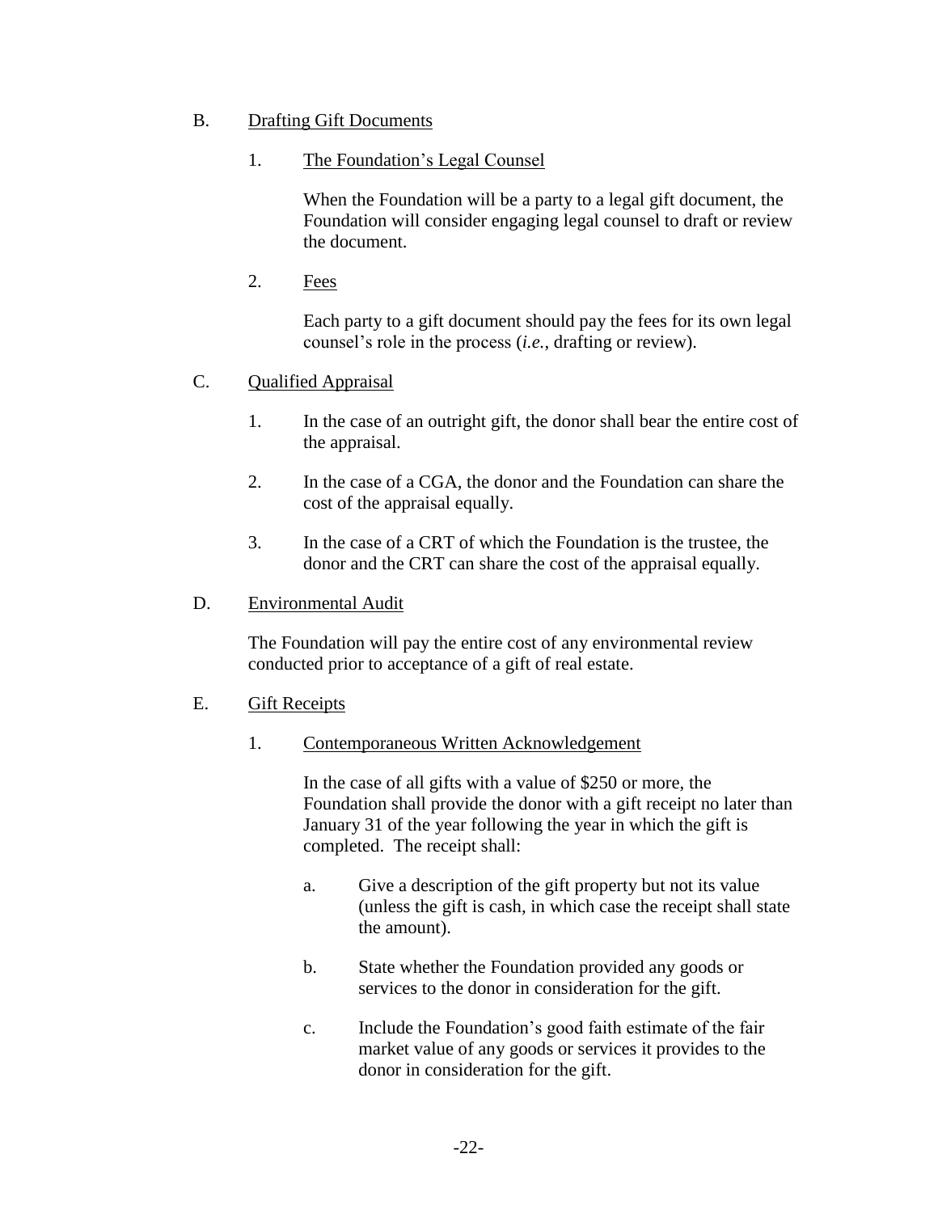## B. Drafting Gift Documents

### 1. The Foundation's Legal Counsel

When the Foundation will be a party to a legal gift document, the Foundation will consider engaging legal counsel to draft or review the document.

### 2. Fees

Each party to a gift document should pay the fees for its own legal counsel's role in the process (*i.e.*, drafting or review).

## C. Qualified Appraisal

1. In the case of an outright gift, the donor shall bear the entire cost of the appraisal.
2. In the case of a CGA, the donor and the Foundation can share the cost of the appraisal equally.
3. In the case of a CRT of which the Foundation is the trustee, the donor and the CRT can share the cost of the appraisal equally.

## D. Environmental Audit

The Foundation will pay the entire cost of any environmental review conducted prior to acceptance of a gift of real estate.

## E. Gift Receipts

### 1. Contemporaneous Written Acknowledgement

In the case of all gifts with a value of $250 or more, the Foundation shall provide the donor with a gift receipt no later than January 31 of the year following the year in which the gift is completed. The receipt shall:

a. Give a description of the gift property but not its value (unless the gift is cash, in which case the receipt shall state the amount).

b. State whether the Foundation provided any goods or services to the donor in consideration for the gift.

c. Include the Foundation's good faith estimate of the fair market value of any goods or services it provides to the donor in consideration for the gift.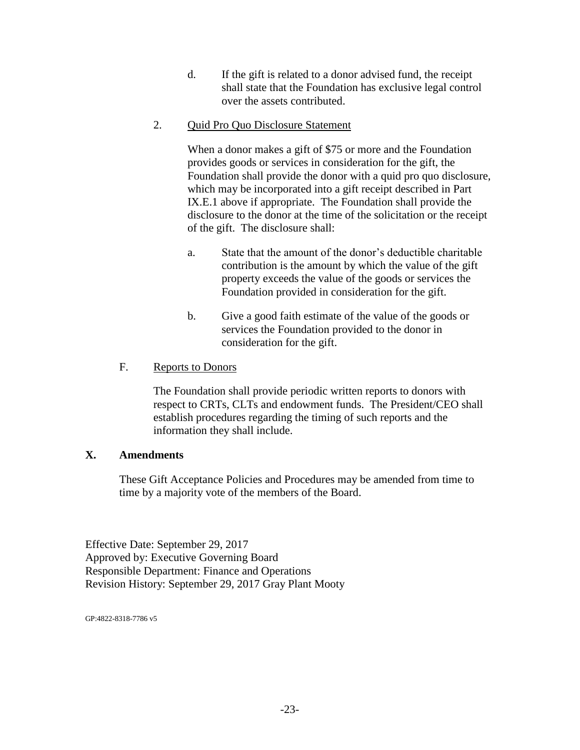d. If the gift is related to a donor advised fund, the receipt shall state that the Foundation has exclusive legal control over the assets contributed.

2. Quid Pro Quo Disclosure Statement

When a donor makes a gift of $75 or more and the Foundation provides goods or services in consideration for the gift, the Foundation shall provide the donor with a quid pro quo disclosure, which may be incorporated into a gift receipt described in Part IX.E.1 above if appropriate. The Foundation shall provide the disclosure to the donor at the time of the solicitation or the receipt of the gift. The disclosure shall:

a. State that the amount of the donor's deductible charitable contribution is the amount by which the value of the gift property exceeds the value of the goods or services the Foundation provided in consideration for the gift.

b. Give a good faith estimate of the value of the goods or services the Foundation provided to the donor in consideration for the gift.

F. Reports to Donors

The Foundation shall provide periodic written reports to donors with respect to CRTs, CLTs and endowment funds. The President/CEO shall establish procedures regarding the timing of such reports and the information they shall include.

## X. Amendments

These Gift Acceptance Policies and Procedures may be amended from time to time by a majority vote of the members of the Board.

Effective Date: September 29, 2017
Approved by: Executive Governing Board
Responsible Department: Finance and Operations
Revision History: September 29, 2017 Gray Plant Mooty

GP:4822-8318-7786 v5